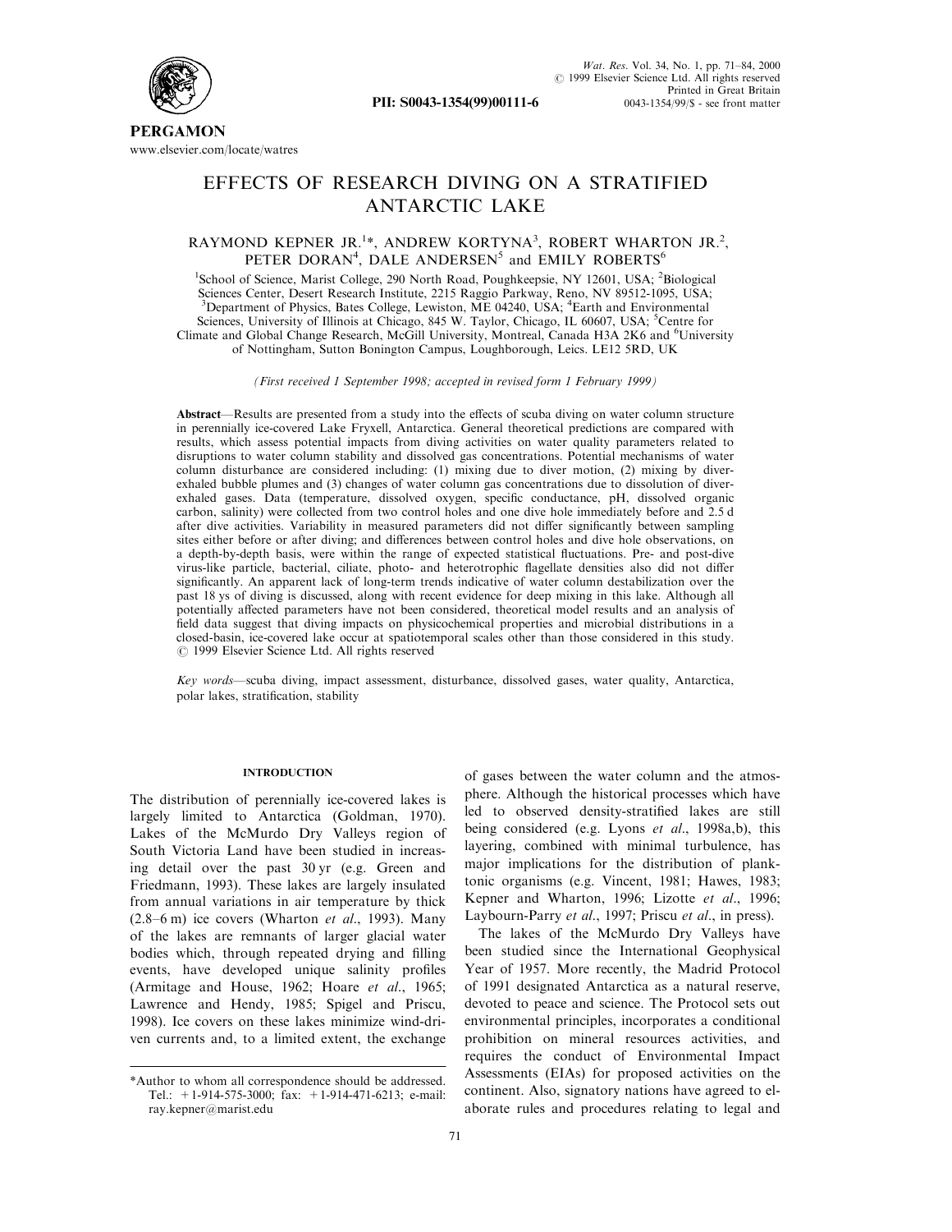# EFFECTS OF RESEARCH DIVING ON A STRATIFIED ANTARCTIC LAKE

RAYMOND KEPNER JR.[1]*, ANDREW KORTYNA[3], ROBERT WHARTON JR.[2], PETER DORAN[4], DALE ANDERSEN[5] and EMILY ROBERTS[6]

[1]School of Science, Marist College, 290 North Road, Poughkeepsie, NY 12601, USA; [2]Biological Sciences Center, Desert Research Institute, 2215 Raggio Parkway, Reno, NV 89512-1095, USA; [3]Department of Physics, Bates College, Lewiston, ME 04240, USA; [4]Earth and Environmental Sciences, University of Illinois at Chicago, 845 W. Taylor, Chicago, IL 60607, USA; [5]Centre for Climate and Global Change Research, McGill University, Montreal, Canada H3A 2K6 and [6]University of Nottingham, Sutton Bonington Campus, Loughborough, Leics. LE12 5RD, UK

*(First received 1 September 1998; accepted in revised form 1 February 1999)*

**Abstract**—Results are presented from a study into the effects of scuba diving on water column structure in perennially ice-covered Lake Fryxell, Antarctica. General theoretical predictions are compared with results, which assess potential impacts from diving activities on water quality parameters related to disruptions to water column stability and dissolved gas concentrations. Potential mechanisms of water column disturbance are considered including: (1) mixing due to diver motion, (2) mixing by diver-exhaled bubble plumes and (3) changes of water column gas concentrations due to dissolution of diver-exhaled gases. Data (temperature, dissolved oxygen, specific conductance, pH, dissolved organic carbon, salinity) were collected from two control holes and one dive hole immediately before and 2.5 d after dive activities. Variability in measured parameters did not differ significantly between sampling sites either before or after diving; and differences between control holes and dive hole observations, on a depth-by-depth basis, were within the range of expected statistical fluctuations. Pre- and post-dive virus-like particle, bacterial, ciliate, photo- and heterotrophic flagellate densities also did not differ significantly. An apparent lack of long-term trends indicative of water column destabilization over the past 18 ys of diving is discussed, along with recent evidence for deep mixing in this lake. Although all potentially affected parameters have not been considered, theoretical model results and an analysis of field data suggest that diving impacts on physicochemical properties and microbial distributions in a closed-basin, ice-covered lake occur at spatiotemporal scales other than those considered in this study. © 1999 Elsevier Science Ltd. All rights reserved

*Key words*—scuba diving, impact assessment, disturbance, dissolved gases, water quality, Antarctica, polar lakes, stratification, stability

## INTRODUCTION

The distribution of perennially ice-covered lakes is largely limited to Antarctica (Goldman, 1970). Lakes of the McMurdo Dry Valleys region of South Victoria Land have been studied in increasing detail over the past 30 yr (e.g. Green and Friedmann, 1993). These lakes are largely insulated from annual variations in air temperature by thick (2.8–6 m) ice covers (Wharton *et al*., 1993). Many of the lakes are remnants of larger glacial water bodies which, through repeated drying and filling events, have developed unique salinity profiles (Armitage and House, 1962; Hoare *et al*., 1965; Lawrence and Hendy, 1985; Spigel and Priscu, 1998). Ice covers on these lakes minimize wind-driven currents and, to a limited extent, the exchange of gases between the water column and the atmosphere. Although the historical processes which have led to observed density-stratified lakes are still being considered (e.g. Lyons *et al*., 1998a,b), this layering, combined with minimal turbulence, has major implications for the distribution of planktonic organisms (e.g. Vincent, 1981; Hawes, 1983; Kepner and Wharton, 1996; Lizotte *et al*., 1996; Laybourn-Parry *et al*., 1997; Priscu *et al*., in press).

The lakes of the McMurdo Dry Valleys have been studied since the International Geophysical Year of 1957. More recently, the Madrid Protocol of 1991 designated Antarctica as a natural reserve, devoted to peace and science. The Protocol sets out environmental principles, incorporates a conditional prohibition on mineral resources activities, and requires the conduct of Environmental Impact Assessments (EIAs) for proposed activities on the continent. Also, signatory nations have agreed to elaborate rules and procedures relating to legal and

*Author to whom all correspondence should be addressed. Tel.: +1-914-575-3000; fax: +1-914-471-6213; e-mail: ray.kepner@marist.edu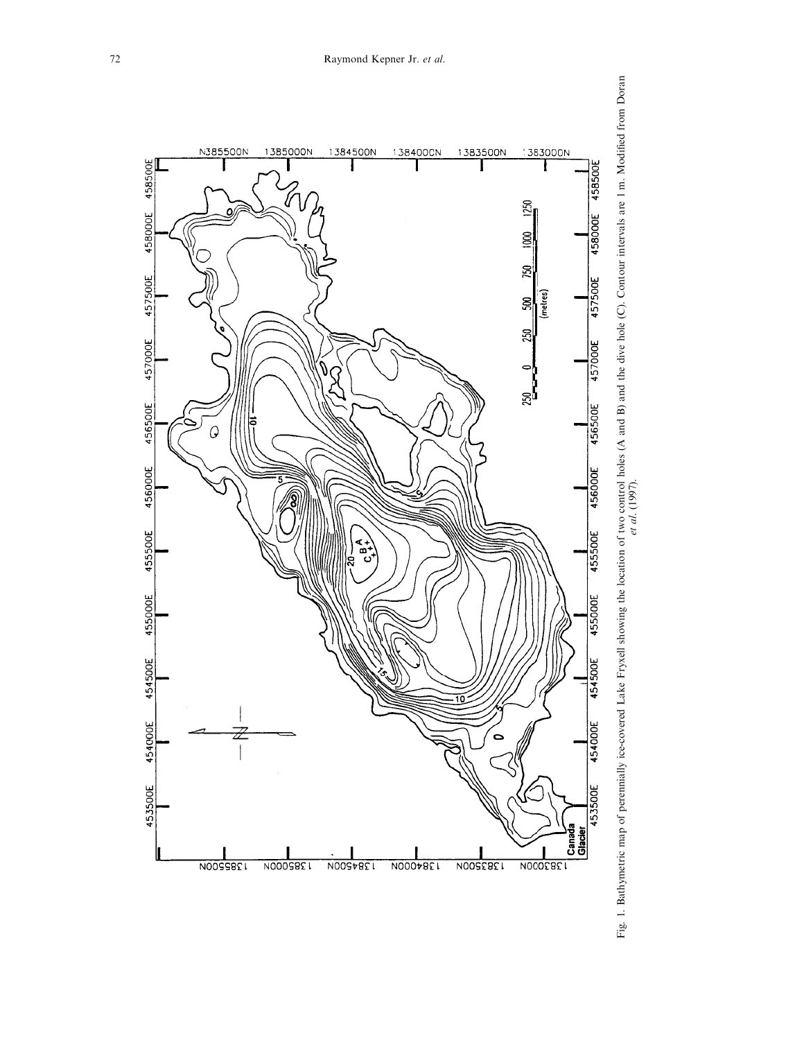Fig. 1. Bathymetric map of perennially ice-covered Lake Fryxell showing the location of two control holes (A and B) and the dive hole (C). Contour intervals are 1 m. Modified from Doran *et al.* (1997).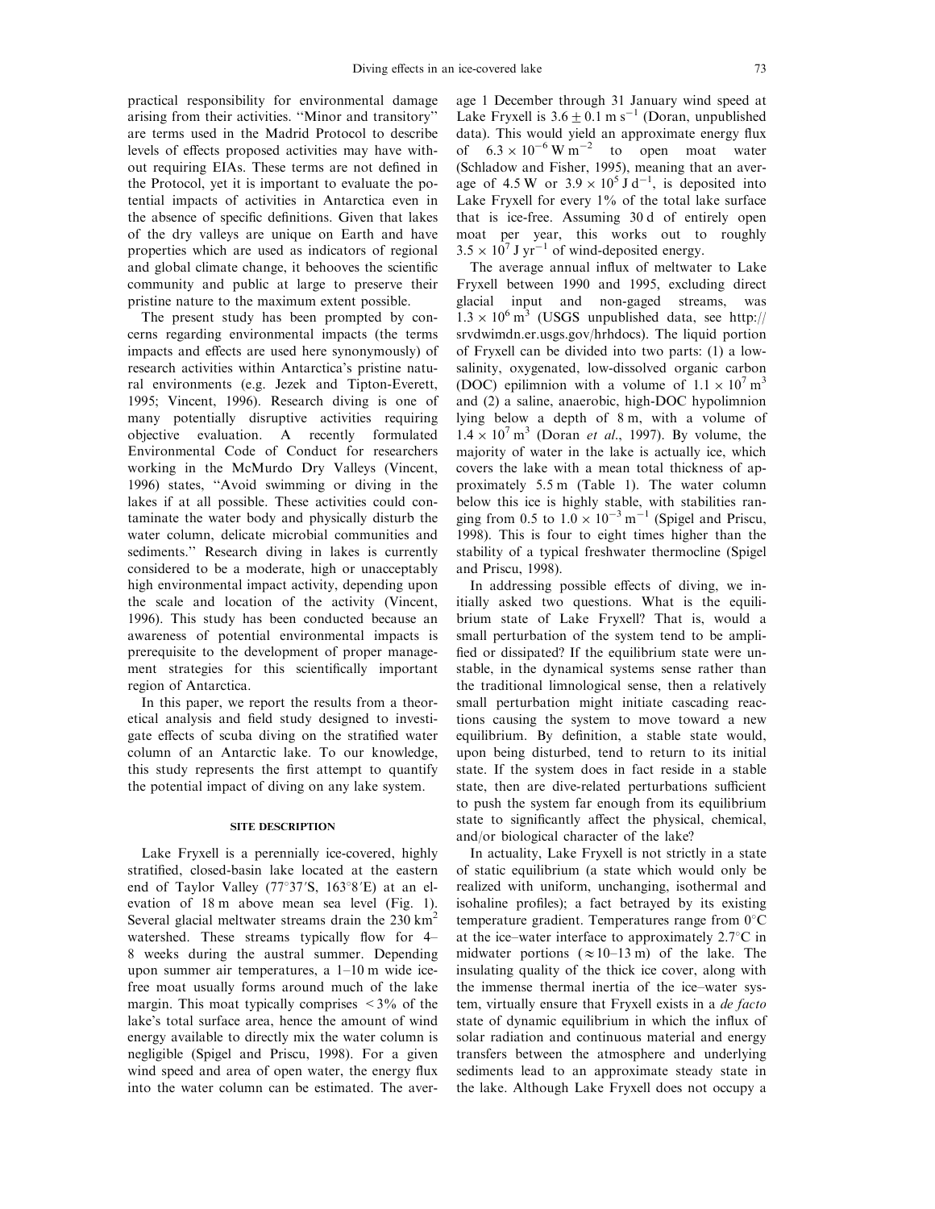practical responsibility for environmental damage arising from their activities. "Minor and transitory" are terms used in the Madrid Protocol to describe levels of effects proposed activities may have without requiring EIAs. These terms are not defined in the Protocol, yet it is important to evaluate the potential impacts of activities in Antarctica even in the absence of specific definitions. Given that lakes of the dry valleys are unique on Earth and have properties which are used as indicators of regional and global climate change, it behooves the scientific community and public at large to preserve their pristine nature to the maximum extent possible.

The present study has been prompted by concerns regarding environmental impacts (the terms impacts and effects are used here synonymously) of research activities within Antarctica's pristine natural environments (e.g. Jezek and Tipton-Everett, 1995; Vincent, 1996). Research diving is one of many potentially disruptive activities requiring objective evaluation. A recently formulated Environmental Code of Conduct for researchers working in the McMurdo Dry Valleys (Vincent, 1996) states, "Avoid swimming or diving in the lakes if at all possible. These activities could contaminate the water body and physically disturb the water column, delicate microbial communities and sediments." Research diving in lakes is currently considered to be a moderate, high or unacceptably high environmental impact activity, depending upon the scale and location of the activity (Vincent, 1996). This study has been conducted because an awareness of potential environmental impacts is prerequisite to the development of proper management strategies for this scientifically important region of Antarctica.

In this paper, we report the results from a theoretical analysis and field study designed to investigate effects of scuba diving on the stratified water column of an Antarctic lake. To our knowledge, this study represents the first attempt to quantify the potential impact of diving on any lake system.

## SITE DESCRIPTION

Lake Fryxell is a perennially ice-covered, highly stratified, closed-basin lake located at the eastern end of Taylor Valley (77°37′S, 163°8′E) at an elevation of 18 m above mean sea level (Fig. 1). Several glacial meltwater streams drain the 230 $km^2$ watershed. These streams typically flow for 4–8 weeks during the austral summer. Depending upon summer air temperatures, a 1–10 m wide ice-free moat usually forms around much of the lake margin. This moat typically comprises $<3\%$ of the lake's total surface area, hence the amount of wind energy available to directly mix the water column is negligible (Spigel and Priscu, 1998). For a given wind speed and area of open water, the energy flux into the water column can be estimated. The average 1 December through 31 January wind speed at Lake Fryxell is $3.6 \pm 0.1$ m $s^{-1}$ (Doran, unpublished data). This would yield an approximate energy flux of $6.3 \times 10^{-6}$ W $m^{-2}$ to open moat water (Schladow and Fisher, 1995), meaning that an average of 4.5 W or $3.9 \times 10^5$ J $d^{-1}$, is deposited into Lake Fryxell for every 1% of the total lake surface that is ice-free. Assuming 30 d of entirely open moat per year, this works out to roughly $3.5 \times 10^7$ J $yr^{-1}$ of wind-deposited energy.

The average annual influx of meltwater to Lake Fryxell between 1990 and 1995, excluding direct glacial input and non-gaged streams, was $1.3 \times 10^6$ $m^3$ (USGS unpublished data, see http://srvdwimdn.er.usgs.gov/hrhdocs). The liquid portion of Fryxell can be divided into two parts: (1) a low-salinity, oxygenated, low-dissolved organic carbon (DOC) epilimnion with a volume of $1.1 \times 10^7$ $m^3$ and (2) a saline, anaerobic, high-DOC hypolimnion lying below a depth of 8 m, with a volume of $1.4 \times 10^7$ $m^3$ (Doran *et al*., 1997). By volume, the majority of water in the lake is actually ice, which covers the lake with a mean total thickness of approximately 5.5 m (Table 1). The water column below this ice is highly stable, with stabilities ranging from 0.5 to $1.0 \times 10^{-3}$ $m^{-1}$ (Spigel and Priscu, 1998). This is four to eight times higher than the stability of a typical freshwater thermocline (Spigel and Priscu, 1998).

In addressing possible effects of diving, we initially asked two questions. What is the equilibrium state of Lake Fryxell? That is, would a small perturbation of the system tend to be amplified or dissipated? If the equilibrium state were unstable, in the dynamical systems sense rather than the traditional limnological sense, then a relatively small perturbation might initiate cascading reactions causing the system to move toward a new equilibrium. By definition, a stable state would, upon being disturbed, tend to return to its initial state. If the system does in fact reside in a stable state, then are dive-related perturbations sufficient to push the system far enough from its equilibrium state to significantly affect the physical, chemical, and/or biological character of the lake?

In actuality, Lake Fryxell is not strictly in a state of static equilibrium (a state which would only be realized with uniform, unchanging, isothermal and isohaline profiles); a fact betrayed by its existing temperature gradient. Temperatures range from 0°C at the ice–water interface to approximately 2.7°C in midwater portions ($\approx$10–13 m) of the lake. The insulating quality of the thick ice cover, along with the immense thermal inertia of the ice–water system, virtually ensure that Fryxell exists in a *de facto* state of dynamic equilibrium in which the influx of solar radiation and continuous material and energy transfers between the atmosphere and underlying sediments lead to an approximate steady state in the lake. Although Lake Fryxell does not occupy a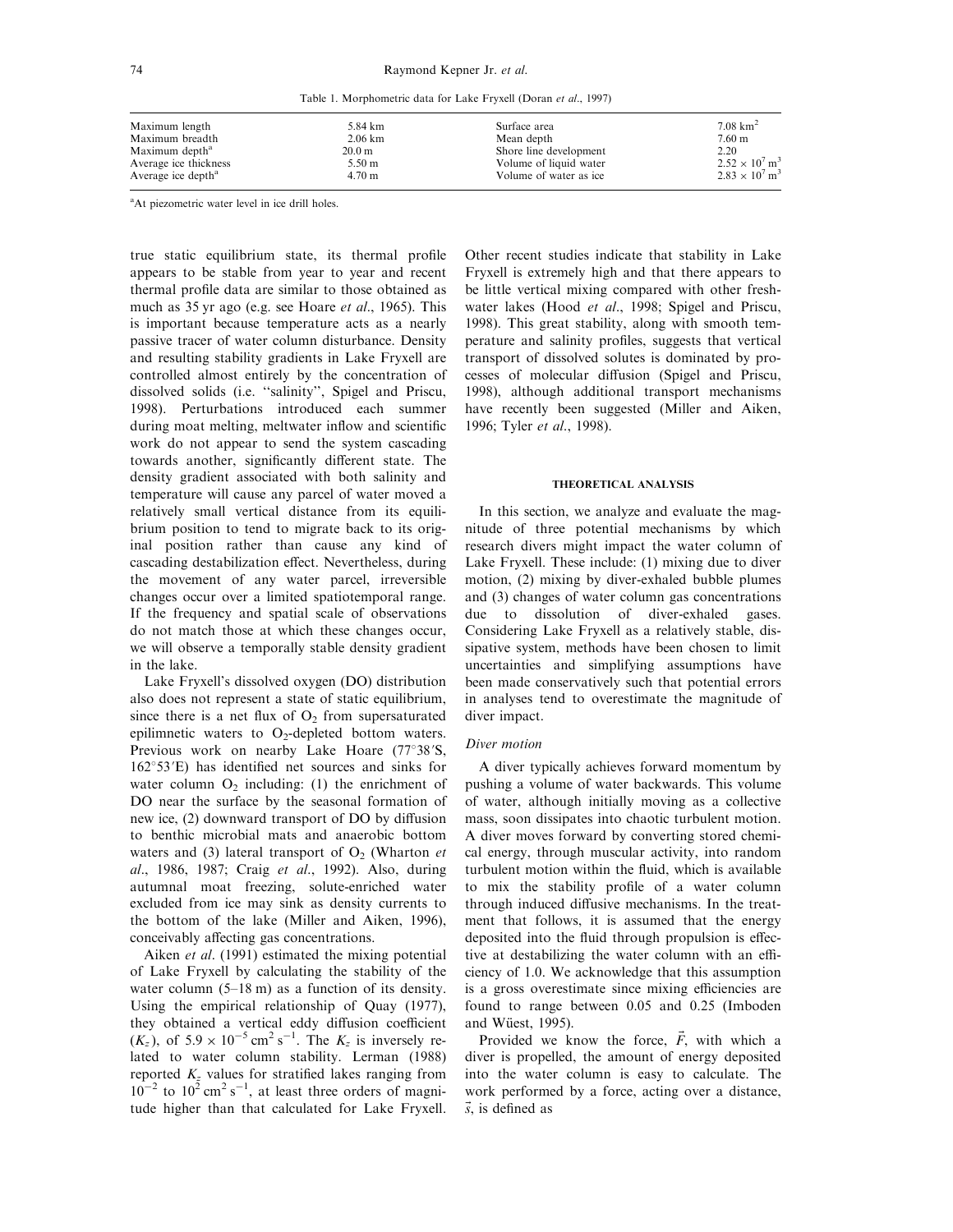Table 1. Morphometric data for Lake Fryxell (Doran *et al*., 1997)

| | | | |
|---|---|---|---|
| Maximum length | 5.84 km | Surface area | 7.08 $km^2$ |
| Maximum breadth | 2.06 km | Mean depth | 7.60 m |
| Maximum depth[a] | 20.0 m | Shore line development | 2.20 |
| Average ice thickness | 5.50 m | Volume of liquid water | $2.52 \times 10^7$ $m^3$ |
| Average ice depth[a] | 4.70 m | Volume of water as ice | $2.83 \times 10^7$ $m^3$ |

[a]At piezometric water level in ice drill holes.

true static equilibrium state, its thermal profile appears to be stable from year to year and recent thermal profile data are similar to those obtained as much as 35 yr ago (e.g. see Hoare *et al*., 1965). This is important because temperature acts as a nearly passive tracer of water column disturbance. Density and resulting stability gradients in Lake Fryxell are controlled almost entirely by the concentration of dissolved solids (i.e. "salinity", Spigel and Priscu, 1998). Perturbations introduced each summer during moat melting, meltwater inflow and scientific work do not appear to send the system cascading towards another, significantly different state. The density gradient associated with both salinity and temperature will cause any parcel of water moved a relatively small vertical distance from its equilibrium position to tend to migrate back to its original position rather than cause any kind of cascading destabilization effect. Nevertheless, during the movement of any water parcel, irreversible changes occur over a limited spatiotemporal range. If the frequency and spatial scale of observations do not match those at which these changes occur, we will observe a temporally stable density gradient in the lake.

Lake Fryxell's dissolved oxygen (DO) distribution also does not represent a state of static equilibrium, since there is a net flux of $O_2$ from supersaturated epilimnetic waters to $O_2$-depleted bottom waters. Previous work on nearby Lake Hoare (77°38′S, 162°53′E) has identified net sources and sinks for water column $O_2$ including: (1) the enrichment of DO near the surface by the seasonal formation of new ice, (2) downward transport of DO by diffusion to benthic microbial mats and anaerobic bottom waters and (3) lateral transport of $O_2$ (Wharton *et al*., 1986, 1987; Craig *et al*., 1992). Also, during autumnal moat freezing, solute-enriched water excluded from ice may sink as density currents to the bottom of the lake (Miller and Aiken, 1996), conceivably affecting gas concentrations.

Aiken *et al*. (1991) estimated the mixing potential of Lake Fryxell by calculating the stability of the water column (5–18 m) as a function of its density. Using the empirical relationship of Quay (1977), they obtained a vertical eddy diffusion coefficient ($K_z$), of $5.9 \times 10^{-5}$ $cm^2\,s^{-1}$. The $K_z$ is inversely related to water column stability. Lerman (1988) reported $K_z$ values for stratified lakes ranging from $10^{-2}$ to $10^2$ $cm^2\,s^{-1}$, at least three orders of magnitude higher than that calculated for Lake Fryxell. Other recent studies indicate that stability in Lake Fryxell is extremely high and that there appears to be little vertical mixing compared with other freshwater lakes (Hood *et al*., 1998; Spigel and Priscu, 1998). This great stability, along with smooth temperature and salinity profiles, suggests that vertical transport of dissolved solutes is dominated by processes of molecular diffusion (Spigel and Priscu, 1998), although additional transport mechanisms have recently been suggested (Miller and Aiken, 1996; Tyler *et al*., 1998).

## THEORETICAL ANALYSIS

In this section, we analyze and evaluate the magnitude of three potential mechanisms by which research divers might impact the water column of Lake Fryxell. These include: (1) mixing due to diver motion, (2) mixing by diver-exhaled bubble plumes and (3) changes of water column gas concentrations due to dissolution of diver-exhaled gases. Considering Lake Fryxell as a relatively stable, dissipative system, methods have been chosen to limit uncertainties and simplifying assumptions have been made conservatively such that potential errors in analyses tend to overestimate the magnitude of diver impact.

### *Diver motion*

A diver typically achieves forward momentum by pushing a volume of water backwards. This volume of water, although initially moving as a collective mass, soon dissipates into chaotic turbulent motion. A diver moves forward by converting stored chemical energy, through muscular activity, into random turbulent motion within the fluid, which is available to mix the stability profile of a water column through induced diffusive mechanisms. In the treatment that follows, it is assumed that the energy deposited into the fluid through propulsion is effective at destabilizing the water column with an efficiency of 1.0. We acknowledge that this assumption is a gross overestimate since mixing efficiencies are found to range between 0.05 and 0.25 (Imboden and Wüest, 1995).

Provided we know the force, $\vec{F}$, with which a diver is propelled, the amount of energy deposited into the water column is easy to calculate. The work performed by a force, acting over a distance, $\vec{s}$, is defined as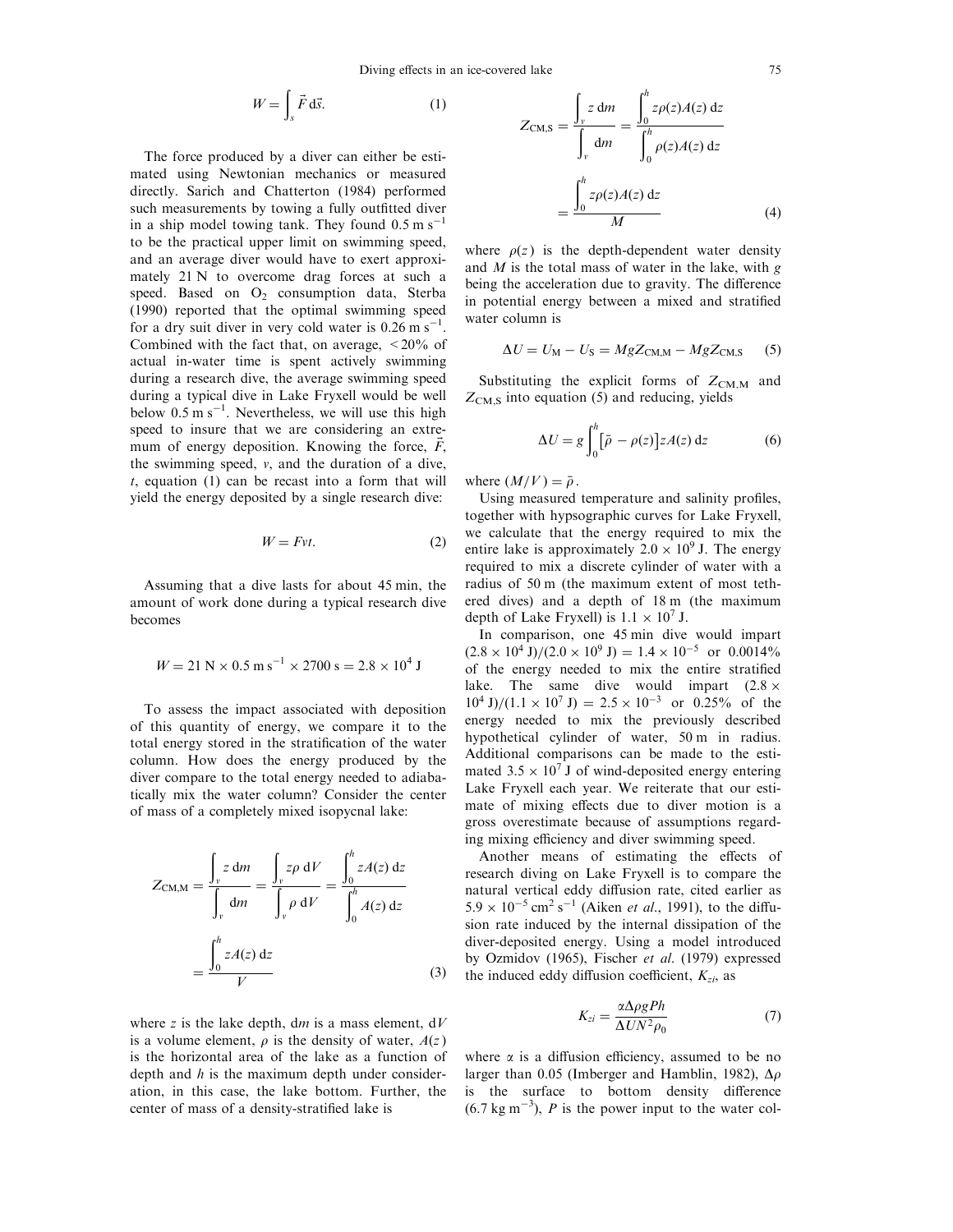$$W = \int_s \vec{F}\, d\vec{s}. \tag{1}$$

The force produced by a diver can either be estimated using Newtonian mechanics or measured directly. Sarich and Chatterton (1984) performed such measurements by towing a fully outfitted diver in a ship model towing tank. They found $0.5\ \mathrm{m\,s^{-1}}$ to be the practical upper limit on swimming speed, and an average diver would have to exert approximately 21 N to overcome drag forces at such a speed. Based on $O_2$ consumption data, Sterba (1990) reported that the optimal swimming speed for a dry suit diver in very cold water is $0.26\ \mathrm{m\,s^{-1}}$. Combined with the fact that, on average, $< 20\%$ of actual in-water time is spent actively swimming during a research dive, the average swimming speed during a typical dive in Lake Fryxell would be well below $0.5\ \mathrm{m\,s^{-1}}$. Nevertheless, we will use this high speed to insure that we are considering an extremum of energy deposition. Knowing the force, $\vec{F}$, the swimming speed, $v$, and the duration of a dive, $t$, equation (1) can be recast into a form that will yield the energy deposited by a single research dive:

$$W = Fvt. \tag{2}$$

Assuming that a dive lasts for about 45 min, the amount of work done during a typical research dive becomes

$$W = 21\ \mathrm{N} \times 0.5\ \mathrm{m\,s^{-1}} \times 2700\ \mathrm{s} = 2.8 \times 10^4\ \mathrm{J}$$

To assess the impact associated with deposition of this quantity of energy, we compare it to the total energy stored in the stratification of the water column. How does the energy produced by the diver compare to the total energy needed to adiabatically mix the water column? Consider the center of mass of a completely mixed isopycnal lake:

$$Z_{\mathrm{CM,M}} = \frac{\int_v z\, dm}{\int_v dm} = \frac{\int_v z\rho\, dV}{\int_v \rho\, dV} = \frac{\int_0^h zA(z)\, dz}{\int_0^h A(z)\, dz} = \frac{\int_0^h zA(z)\, dz}{V} \tag{3}$$

where $z$ is the lake depth, $dm$ is a mass element, $dV$ is a volume element, $\rho$ is the density of water, $A(z)$ is the horizontal area of the lake as a function of depth and $h$ is the maximum depth under consideration, in this case, the lake bottom. Further, the center of mass of a density-stratified lake is

$$Z_{\mathrm{CM,S}} = \frac{\int_v z\, dm}{\int_v dm} = \frac{\int_0^h z\rho(z)A(z)\, dz}{\int_0^h \rho(z)A(z)\, dz} = \frac{\int_0^h z\rho(z)A(z)\, dz}{M} \tag{4}$$

where $\rho(z)$ is the depth-dependent water density and $M$ is the total mass of water in the lake, with $g$ being the acceleration due to gravity. The difference in potential energy between a mixed and stratified water column is

$$\Delta U = U_{\mathrm{M}} - U_{\mathrm{S}} = MgZ_{\mathrm{CM,M}} - MgZ_{\mathrm{CM,S}} \tag{5}$$

Substituting the explicit forms of $Z_{\mathrm{CM,M}}$ and $Z_{\mathrm{CM,S}}$ into equation (5) and reducing, yields

$$\Delta U = g\int_0^h \left[\bar{\rho} - \rho(z)\right] zA(z)\, dz \tag{6}$$

where $(M/V) = \bar{\rho}$.

Using measured temperature and salinity profiles, together with hypsographic curves for Lake Fryxell, we calculate that the energy required to mix the entire lake is approximately $2.0 \times 10^9$ J. The energy required to mix a discrete cylinder of water with a radius of 50 m (the maximum extent of most tethered dives) and a depth of 18 m (the maximum depth of Lake Fryxell) is $1.1 \times 10^7$ J.

In comparison, one 45 min dive would impart $(2.8 \times 10^4\ \mathrm{J})/(2.0 \times 10^9\ \mathrm{J}) = 1.4 \times 10^{-5}$ or 0.0014% of the energy needed to mix the entire stratified lake. The same dive would impart $(2.8 \times 10^4\ \mathrm{J})/(1.1 \times 10^7\ \mathrm{J}) = 2.5 \times 10^{-3}$ or 0.25% of the energy needed to mix the previously described hypothetical cylinder of water, 50 m in radius. Additional comparisons can be made to the estimated $3.5 \times 10^7$ J of wind-deposited energy entering Lake Fryxell each year. We reiterate that our estimate of mixing effects due to diver motion is a gross overestimate because of assumptions regarding mixing efficiency and diver swimming speed.

Another means of estimating the effects of research diving on Lake Fryxell is to compare the natural vertical eddy diffusion rate, cited earlier as $5.9 \times 10^{-5}\ \mathrm{cm^2\,s^{-1}}$ (Aiken *et al.*, 1991), to the diffusion rate induced by the internal dissipation of the diver-deposited energy. Using a model introduced by Ozmidov (1965), Fischer *et al.* (1979) expressed the induced eddy diffusion coefficient, $K_{zi}$, as

$$K_{zi} = \frac{\alpha \Delta\rho g P h}{\Delta U N^2 \rho_0} \tag{7}$$

where $\alpha$ is a diffusion efficiency, assumed to be no larger than 0.05 (Imberger and Hamblin, 1982), $\Delta\rho$ is the surface to bottom density difference ($6.7\ \mathrm{kg\,m^{-3}}$), $P$ is the power input to the water col-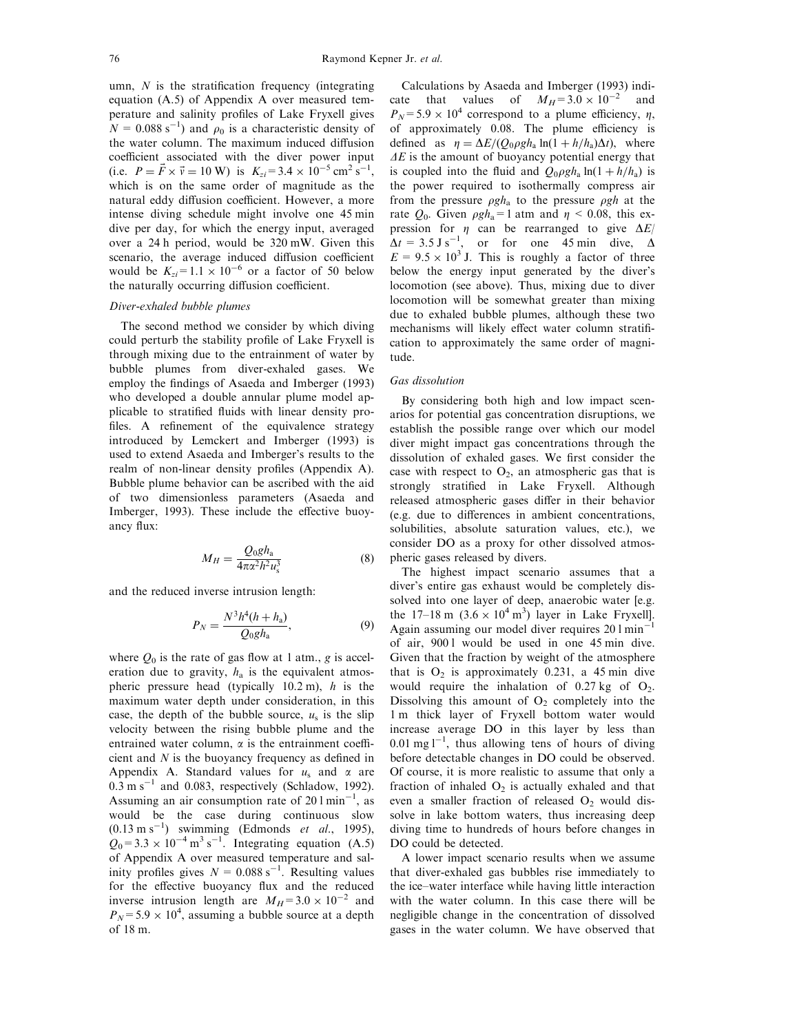umn, $N$ is the stratification frequency (integrating equation (A.5) of Appendix A over measured temperature and salinity profiles of Lake Fryxell gives $N = 0.088\ \mathrm{s}^{-1}$) and $\rho_0$ is a characteristic density of the water column. The maximum induced diffusion coefficient associated with the diver power input (i.e. $P = \vec{F} \times \vec{v} = 10\ \mathrm{W}$) is $K_{zi} = 3.4 \times 10^{-5}\ \mathrm{cm}^2\ \mathrm{s}^{-1}$, which is on the same order of magnitude as the natural eddy diffusion coefficient. However, a more intense diving schedule might involve one 45 min dive per day, for which the energy input, averaged over a 24 h period, would be 320 mW. Given this scenario, the average induced diffusion coefficient would be $K_{zi} = 1.1 \times 10^{-6}$ or a factor of 50 below the naturally occurring diffusion coefficient.

### *Diver-exhaled bubble plumes*

The second method we consider by which diving could perturb the stability profile of Lake Fryxell is through mixing due to the entrainment of water by bubble plumes from diver-exhaled gases. We employ the findings of Asaeda and Imberger (1993) who developed a double annular plume model applicable to stratified fluids with linear density profiles. A refinement of the equivalence strategy introduced by Lemckert and Imberger (1993) is used to extend Asaeda and Imberger's results to the realm of non-linear density profiles (Appendix A). Bubble plume behavior can be ascribed with the aid of two dimensionless parameters (Asaeda and Imberger, 1993). These include the effective buoyancy flux:

$$M_H = \frac{Q_0 g h_a}{4\pi\alpha^2 h^2 u_s^3} \tag{8}$$

and the reduced inverse intrusion length:

$$P_N = \frac{N^3 h^4 (h + h_a)}{Q_0 g h_a}, \tag{9}$$

where $Q_0$ is the rate of gas flow at 1 atm., $g$ is acceleration due to gravity, $h_a$ is the equivalent atmospheric pressure head (typically 10.2 m), $h$ is the maximum water depth under consideration, in this case, the depth of the bubble source, $u_s$ is the slip velocity between the rising bubble plume and the entrained water column, $\alpha$ is the entrainment coefficient and $N$ is the buoyancy frequency as defined in Appendix A. Standard values for $u_s$ and $\alpha$ are $0.3\ \mathrm{m\ s}^{-1}$ and 0.083, respectively (Schladow, 1992). Assuming an air consumption rate of $20\ \mathrm{l\ min}^{-1}$, as would be the case during continuous slow ($0.13\ \mathrm{m\ s}^{-1}$) swimming (Edmonds *et al.*, 1995), $Q_0 = 3.3 \times 10^{-4}\ \mathrm{m}^3\ \mathrm{s}^{-1}$. Integrating equation (A.5) of Appendix A over measured temperature and salinity profiles gives $N = 0.088\ \mathrm{s}^{-1}$. Resulting values for the effective buoyancy flux and the reduced inverse intrusion length are $M_H = 3.0 \times 10^{-2}$ and $P_N = 5.9 \times 10^4$, assuming a bubble source at a depth of 18 m.

Calculations by Asaeda and Imberger (1993) indicate that values of $M_H = 3.0 \times 10^{-2}$ and $P_N = 5.9 \times 10^4$ correspond to a plume efficiency, $\eta$, of approximately 0.08. The plume efficiency is defined as $\eta = \Delta E / (Q_0 \rho g h_a \ln(1 + h/h_a) \Delta t)$, where $\Delta E$ is the amount of buoyancy potential energy that is coupled into the fluid and $Q_0 \rho g h_a \ln(1 + h/h_a)$ is the power required to isothermally compress air from the pressure $\rho g h_a$ to the pressure $\rho g h$ at the rate $Q_0$. Given $\rho g h_a = 1$ atm and $\eta < 0.08$, this expression for $\eta$ can be rearranged to give $\Delta E / \Delta t = 3.5\ \mathrm{J\ s}^{-1}$, or for one 45 min dive, $\Delta E = 9.5 \times 10^3$ J. This is roughly a factor of three below the energy input generated by the diver's locomotion (see above). Thus, mixing due to diver locomotion will be somewhat greater than mixing due to exhaled bubble plumes, although these two mechanisms will likely effect water column stratification to approximately the same order of magnitude.

### *Gas dissolution*

By considering both high and low impact scenarios for potential gas concentration disruptions, we establish the possible range over which our model diver might impact gas concentrations through the dissolution of exhaled gases. We first consider the case with respect to $O_2$, an atmospheric gas that is strongly stratified in Lake Fryxell. Although released atmospheric gases differ in their behavior (e.g. due to differences in ambient concentrations, solubilities, absolute saturation values, etc.), we consider DO as a proxy for other dissolved atmospheric gases released by divers.

The highest impact scenario assumes that a diver's entire gas exhaust would be completely dissolved into one layer of deep, anaerobic water [e.g. the 17–18 m ($3.6 \times 10^4\ \mathrm{m}^3$) layer in Lake Fryxell]. Again assuming our model diver requires $20\ \mathrm{l\ min}^{-1}$ of air, 900 l would be used in one 45 min dive. Given that the fraction by weight of the atmosphere that is $O_2$ is approximately 0.231, a 45 min dive would require the inhalation of 0.27 kg of $O_2$. Dissolving this amount of $O_2$ completely into the 1 m thick layer of Fryxell bottom water would increase average DO in this layer by less than $0.01\ \mathrm{mg\ l}^{-1}$, thus allowing tens of hours of diving before detectable changes in DO could be observed. Of course, it is more realistic to assume that only a fraction of inhaled $O_2$ is actually exhaled and that even a smaller fraction of released $O_2$ would dissolve in lake bottom waters, thus increasing deep diving time to hundreds of hours before changes in DO could be detected.

A lower impact scenario results when we assume that diver-exhaled gas bubbles rise immediately to the ice–water interface while having little interaction with the water column. In this case there will be negligible change in the concentration of dissolved gases in the water column. We have observed that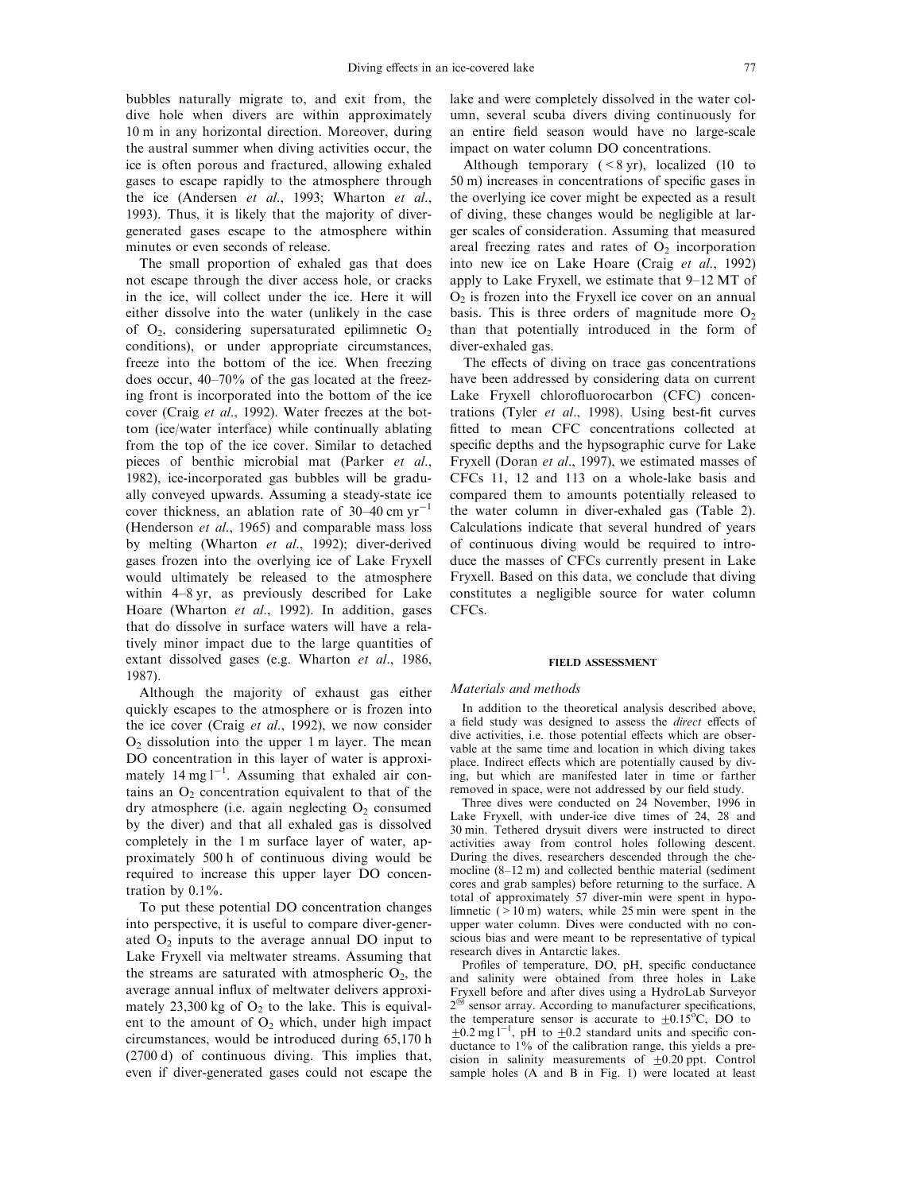bubbles naturally migrate to, and exit from, the dive hole when divers are within approximately 10 m in any horizontal direction. Moreover, during the austral summer when diving activities occur, the ice is often porous and fractured, allowing exhaled gases to escape rapidly to the atmosphere through the ice (Andersen *et al*., 1993; Wharton *et al*., 1993). Thus, it is likely that the majority of diver-generated gases escape to the atmosphere within minutes or even seconds of release.

The small proportion of exhaled gas that does not escape through the diver access hole, or cracks in the ice, will collect under the ice. Here it will either dissolve into the water (unlikely in the case of $O_2$, considering supersaturated epilimnetic $O_2$ conditions), or under appropriate circumstances, freeze into the bottom of the ice. When freezing does occur, 40–70% of the gas located at the freezing front is incorporated into the bottom of the ice cover (Craig *et al*., 1992). Water freezes at the bottom (ice/water interface) while continually ablating from the top of the ice cover. Similar to detached pieces of benthic microbial mat (Parker *et al*., 1982), ice-incorporated gas bubbles will be gradually conveyed upwards. Assuming a steady-state ice cover thickness, an ablation rate of 30–40 cm $yr^{-1}$ (Henderson *et al*., 1965) and comparable mass loss by melting (Wharton *et al*., 1992); diver-derived gases frozen into the overlying ice of Lake Fryxell would ultimately be released to the atmosphere within 4–8 yr, as previously described for Lake Hoare (Wharton *et al*., 1992). In addition, gases that do dissolve in surface waters will have a relatively minor impact due to the large quantities of extant dissolved gases (e.g. Wharton *et al*., 1986, 1987).

Although the majority of exhaust gas either quickly escapes to the atmosphere or is frozen into the ice cover (Craig *et al*., 1992), we now consider $O_2$ dissolution into the upper 1 m layer. The mean DO concentration in this layer of water is approximately 14 mg $l^{-1}$. Assuming that exhaled air contains an $O_2$ concentration equivalent to that of the dry atmosphere (i.e. again neglecting $O_2$ consumed by the diver) and that all exhaled gas is dissolved completely in the 1 m surface layer of water, approximately 500 h of continuous diving would be required to increase this upper layer DO concentration by 0.1%.

To put these potential DO concentration changes into perspective, it is useful to compare diver-generated $O_2$ inputs to the average annual DO input to Lake Fryxell via meltwater streams. Assuming that the streams are saturated with atmospheric $O_2$, the average annual influx of meltwater delivers approximately 23,300 kg of $O_2$ to the lake. This is equivalent to the amount of $O_2$ which, under high impact circumstances, would be introduced during 65,170 h (2700 d) of continuous diving. This implies that, even if diver-generated gases could not escape the lake and were completely dissolved in the water column, several scuba divers diving continuously for an entire field season would have no large-scale impact on water column DO concentrations.

Although temporary (< 8 yr), localized (10 to 50 m) increases in concentrations of specific gases in the overlying ice cover might be expected as a result of diving, these changes would be negligible at larger scales of consideration. Assuming that measured areal freezing rates and rates of $O_2$ incorporation into new ice on Lake Hoare (Craig *et al*., 1992) apply to Lake Fryxell, we estimate that 9–12 MT of $O_2$ is frozen into the Fryxell ice cover on an annual basis. This is three orders of magnitude more $O_2$ than that potentially introduced in the form of diver-exhaled gas.

The effects of diving on trace gas concentrations have been addressed by considering data on current Lake Fryxell chlorofluorocarbon (CFC) concentrations (Tyler *et al*., 1998). Using best-fit curves fitted to mean CFC concentrations collected at specific depths and the hypsographic curve for Lake Fryxell (Doran *et al*., 1997), we estimated masses of CFCs 11, 12 and 113 on a whole-lake basis and compared them to amounts potentially released to the water column in diver-exhaled gas (Table 2). Calculations indicate that several hundred of years of continuous diving would be required to introduce the masses of CFCs currently present in Lake Fryxell. Based on this data, we conclude that diving constitutes a negligible source for water column CFCs.

## FIELD ASSESSMENT

### *Materials and methods*

In addition to the theoretical analysis described above, a field study was designed to assess the *direct* effects of dive activities, i.e. those potential effects which are observable at the same time and location in which diving takes place. Indirect effects which are potentially caused by diving, but which are manifested later in time or farther removed in space, were not addressed by our field study.

Three dives were conducted on 24 November, 1996 in Lake Fryxell, with under-ice dive times of 24, 28 and 30 min. Tethered drysuit divers were instructed to direct activities away from control holes following descent. During the dives, researchers descended through the chemocline (8–12 m) and collected benthic material (sediment cores and grab samples) before returning to the surface. A total of approximately 57 diver-min were spent in hypolimnetic (> 10 m) waters, while 25 min were spent in the upper water column. Dives were conducted with no conscious bias and were meant to be representative of typical research dives in Antarctic lakes.

Profiles of temperature, DO, pH, specific conductance and salinity were obtained from three holes in Lake Fryxell before and after dives using a HydroLab Surveyor 2® sensor array. According to manufacturer specifications, the temperature sensor is accurate to ±0.15°C, DO to ±0.2 mg $l^{-1}$, pH to ±0.2 standard units and specific conductance to 1% of the calibration range, this yields a precision in salinity measurements of ±0.20 ppt. Control sample holes (A and B in Fig. 1) were located at least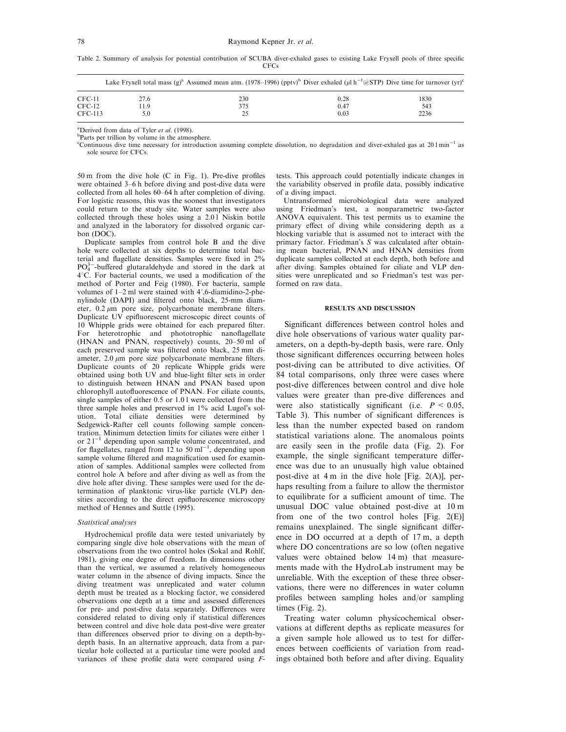Table 2. Summary of analysis for potential contribution of SCUBA diver-exhaled gases to existing Lake Fryxell pools of three specific CFCs

| | Lake Fryxell total mass (g)[a] | Assumed mean atm. (1978–1996) (pptv)[b] | Diver exhaled ($\mu l\ h^{-1}$@STP) | Dive time for turnover (yr)[c] |
|---|---|---|---|---|
| CFC-11 | 27.6 | 230 | 0.28 | 1830 |
| CFC-12 | 11.9 | 375 | 0.47 | 543 |
| CFC-113 | 5.0 | 25 | 0.03 | 2236 |

[a]Derived from data of Tyler *et al*. (1998).

[b]Parts per trillion by volume in the atmosphere.

[c]Continuous dive time necessary for introduction assuming complete dissolution, no degradation and diver-exhaled gas at $20\ l\ min^{-1}$ as sole source for CFCs.

50 m from the dive hole (C in Fig. 1). Pre-dive profiles were obtained 3–6 h before diving and post-dive data were collected from all holes 60–64 h after completion of diving. For logistic reasons, this was the soonest that investigators could return to the study site. Water samples were also collected through these holes using a 2.0 l Niskin bottle and analyzed in the laboratory for dissolved organic carbon (DOC).

Duplicate samples from control hole B and the dive hole were collected at six depths to determine total bacterial and flagellate densities. Samples were fixed in 2% $PO_4^{3-}$-buffered glutaraldehyde and stored in the dark at 4°C. For bacterial counts, we used a modification of the method of Porter and Feig (1980). For bacteria, sample volumes of 1–2 ml were stained with 4′,6-diamidino-2-phenylindole (DAPI) and filtered onto black, 25-mm diameter, 0.2 $\mu$m pore size, polycarbonate membrane filters. Duplicate UV epifluorescent microscopic direct counts of 10 Whipple grids were obtained for each prepared filter. For heterotrophic and phototrophic nanoflagellate (HNAN and PNAN, respectively) counts, 20–50 ml of each preserved sample was filtered onto black, 25 mm diameter, 2.0 $\mu$m pore size polycarbonate membrane filters. Duplicate counts of 20 replicate Whipple grids were obtained using both UV and blue-light filter sets in order to distinguish between HNAN and PNAN based upon chlorophyll autofluorescence of PNAN. For ciliate counts, single samples of either 0.5 or 1.0 l were collected from the three sample holes and preserved in 1% acid Lugol's solution. Total ciliate densities were determined by Sedgewick-Rafter cell counts following sample concentration. Minimum detection limits for ciliates were either 1 or $2\ l^{-1}$ depending upon sample volume concentrated, and for flagellates, ranged from 12 to $50\ ml^{-1}$, depending upon sample volume filtered and magnification used for examination of samples. Additional samples were collected from control hole A before and after diving as well as from the dive hole after diving. These samples were used for the determination of planktonic virus-like particle (VLP) densities according to the direct epifluorescence microscopy method of Hennes and Suttle (1995).

### *Statistical analyses*

Hydrochemical profile data were tested univariately by comparing single dive hole observations with the mean of observations from the two control holes (Sokal and Rohlf, 1981), giving one degree of freedom. In dimensions other than the vertical, we assumed a relatively homogeneous water column in the absence of diving impacts. Since the diving treatment was unreplicated and water column depth must be treated as a blocking factor, we considered observations one depth at a time and assessed differences for pre- and post-dive data separately. Differences were considered related to diving only if statistical differences between control and dive hole data post-dive were greater than differences observed prior to diving on a depth-by-depth basis. In an alternative approach, data from a particular hole collected at a particular time were pooled and variances of these profile data were compared using *F*-tests. This approach could potentially indicate changes in the variability observed in profile data, possibly indicative of a diving impact.

Untransformed microbiological data were analyzed using Friedman's test, a nonparametric two-factor ANOVA equivalent. This test permits us to examine the primary effect of diving while considering depth as a blocking variable that is assumed not to interact with the primary factor. Friedman's *S* was calculated after obtaining mean bacterial, PNAN and HNAN densities from duplicate samples collected at each depth, both before and after diving. Samples obtained for ciliate and VLP densities were unreplicated and so Friedman's test was performed on raw data.

## RESULTS AND DISCUSSION

Significant differences between control holes and dive hole observations of various water quality parameters, on a depth-by-depth basis, were rare. Only those significant differences occurring between holes post-diving can be attributed to dive activities. Of 84 total comparisons, only three were cases where post-dive differences between control and dive hole values were greater than pre-dive differences and were also statistically significant (i.e. $P < 0.05$, Table 3). This number of significant differences is less than the number expected based on random statistical variations alone. The anomalous points are easily seen in the profile data (Fig. 2). For example, the single significant temperature difference was due to an unusually high value obtained post-dive at 4 m in the dive hole [Fig. 2(A)], perhaps resulting from a failure to allow the thermistor to equilibrate for a sufficient amount of time. The unusual DOC value obtained post-dive at 10 m from one of the two control holes [Fig. 2(E)] remains unexplained. The single significant difference in DO occurred at a depth of 17 m, a depth where DO concentrations are so low (often negative values were obtained below 14 m) that measurements made with the HydroLab instrument may be unreliable. With the exception of these three observations, there were no differences in water column profiles between sampling holes and/or sampling times (Fig. 2).

Treating water column physicochemical observations at different depths as replicate measures for a given sample hole allowed us to test for differences between coefficients of variation from readings obtained both before and after diving. Equality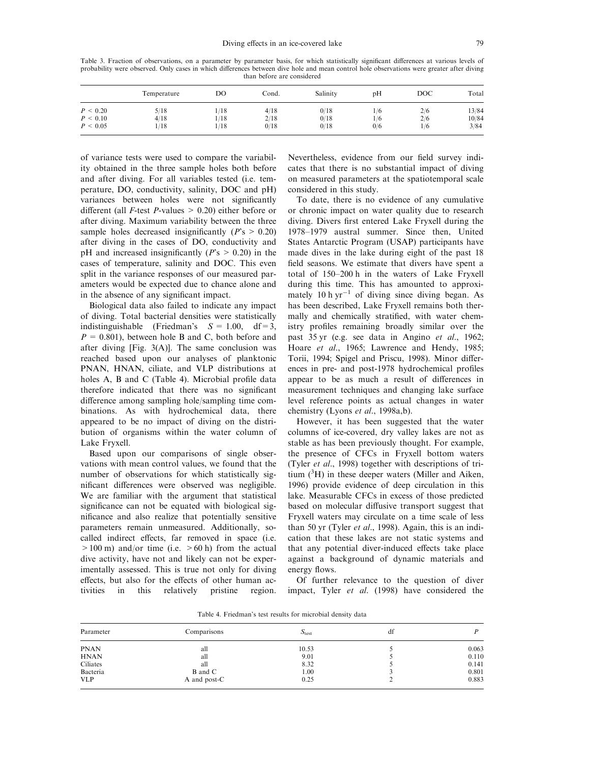Table 3. Fraction of observations, on a parameter by parameter basis, for which statistically significant differences at various levels of probability were observed. Only cases in which differences between dive hole and mean control hole observations were greater after diving than before are considered

| | Temperature | DO | Cond. | Salinity | pH | DOC | Total |
|---|---|---|---|---|---|---|---|
| $P < 0.20$ | 5/18 | 1/18 | 4/18 | 0/18 | 1/6 | 2/6 | 13/84 |
| $P < 0.10$ | 4/18 | 1/18 | 2/18 | 0/18 | 1/6 | 2/6 | 10/84 |
| $P < 0.05$ | 1/18 | 1/18 | 0/18 | 0/18 | 0/6 | 1/6 | 3/84 |

of variance tests were used to compare the variability obtained in the three sample holes both before and after diving. For all variables tested (i.e. temperature, DO, conductivity, salinity, DOC and pH) variances between holes were not significantly different (all $F$-test $P$-values $> 0.20$) either before or after diving. Maximum variability between the three sample holes decreased insignificantly ($P$'s $> 0.20$) after diving in the cases of DO, conductivity and pH and increased insignificantly ($P$'s $> 0.20$) in the cases of temperature, salinity and DOC. This even split in the variance responses of our measured parameters would be expected due to chance alone and in the absence of any significant impact.

Biological data also failed to indicate any impact of diving. Total bacterial densities were statistically indistinguishable (Friedman's $S = 1.00$, $df = 3$, $P = 0.801$), between hole B and C, both before and after diving [Fig. 3(A)]. The same conclusion was reached based upon our analyses of planktonic PNAN, HNAN, ciliate, and VLP distributions at holes A, B and C (Table 4). Microbial profile data therefore indicated that there was no significant difference among sampling hole/sampling time combinations. As with hydrochemical data, there appeared to be no impact of diving on the distribution of organisms within the water column of Lake Fryxell.

Based upon our comparisons of single observations with mean control values, we found that the number of observations for which statistically significant differences were observed was negligible. We are familiar with the argument that statistical significance can not be equated with biological significance and also realize that potentially sensitive parameters remain unmeasured. Additionally, so-called indirect effects, far removed in space (i.e. $> 100$ m) and/or time (i.e. $> 60$ h) from the actual dive activity, have not and likely can not be experimentally assessed. This is true not only for diving effects, but also for the effects of other human activities in this relatively pristine region. Nevertheless, evidence from our field survey indicates that there is no substantial impact of diving on measured parameters at the spatiotemporal scale considered in this study.

To date, there is no evidence of any cumulative or chronic impact on water quality due to research diving. Divers first entered Lake Fryxell during the 1978–1979 austral summer. Since then, United States Antarctic Program (USAP) participants have made dives in the lake during eight of the past 18 field seasons. We estimate that divers have spent a total of 150–200 h in the waters of Lake Fryxell during this time. This has amounted to approximately 10 h $yr^{-1}$ of diving since diving began. As has been described, Lake Fryxell remains both thermally and chemically stratified, with water chemistry profiles remaining broadly similar over the past 35 yr (e.g. see data in Angino *et al*., 1962; Hoare *et al*., 1965; Lawrence and Hendy, 1985; Torii, 1994; Spigel and Priscu, 1998). Minor differences in pre- and post-1978 hydrochemical profiles appear to be as much a result of differences in measurement techniques and changing lake surface level reference points as actual changes in water chemistry (Lyons *et al*., 1998a,b).

However, it has been suggested that the water columns of ice-covered, dry valley lakes are not as stable as has been previously thought. For example, the presence of CFCs in Fryxell bottom waters (Tyler *et al*., 1998) together with descriptions of tritium ($^3H$) in these deeper waters (Miller and Aiken, 1996) provide evidence of deep circulation in this lake. Measurable CFCs in excess of those predicted based on molecular diffusive transport suggest that Fryxell waters may circulate on a time scale of less than 50 yr (Tyler *et al*., 1998). Again, this is an indication that these lakes are not static systems and that any potential diver-induced effects take place against a background of dynamic materials and energy flows.

Of further relevance to the question of diver impact, Tyler *et al*. (1998) have considered the

Table 4. Friedman's test results for microbial density data

| Parameter | Comparisons | $S_{test}$ | df | $P$ |
|---|---|---|---|---|
| PNAN | all | 10.53 | 5 | 0.063 |
| HNAN | all | 9.01 | 5 | 0.110 |
| Ciliates | all | 8.32 | 5 | 0.141 |
| Bacteria | B and C | 1.00 | 3 | 0.801 |
| VLP | A and post-C | 0.25 | 2 | 0.883 |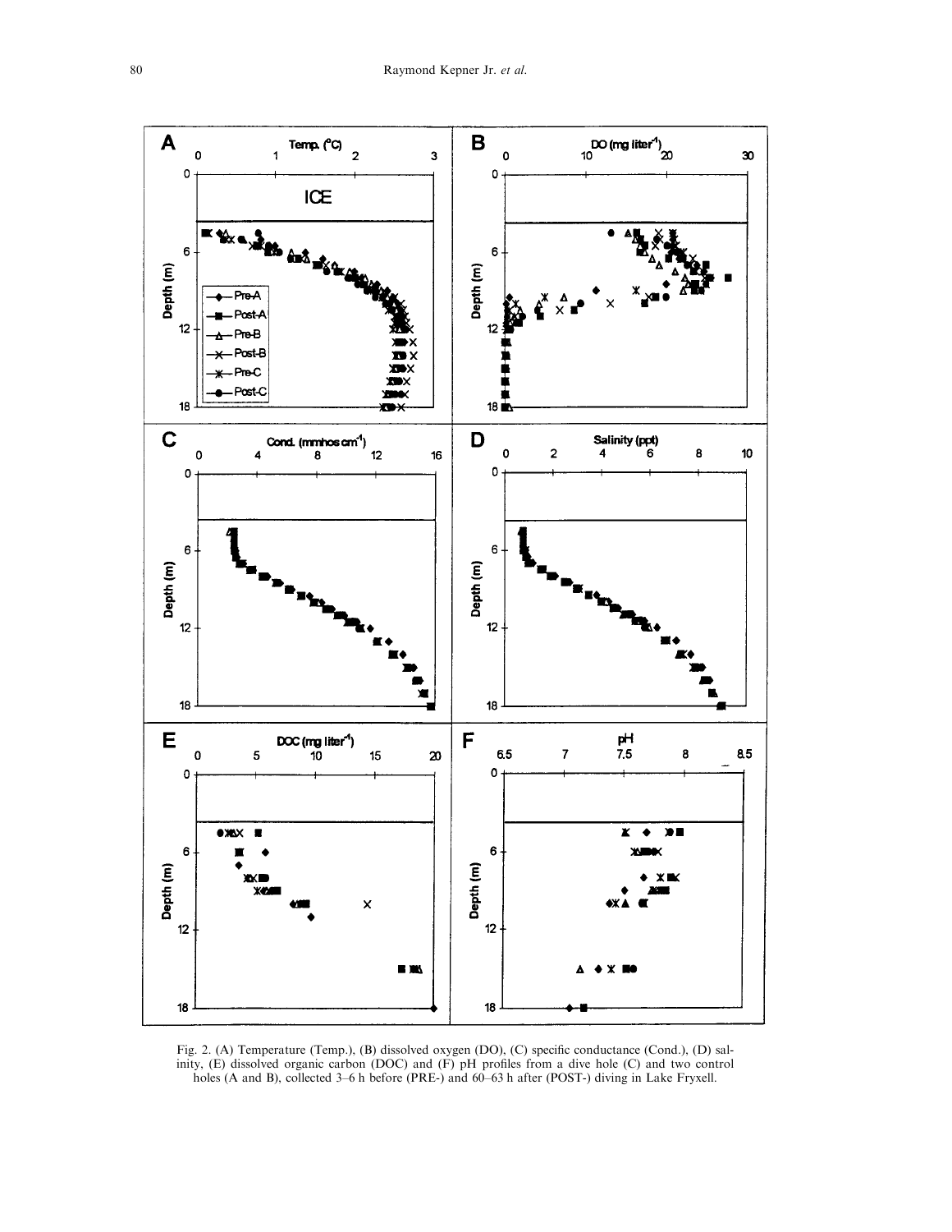Fig. 2. (A) Temperature (Temp.), (B) dissolved oxygen (DO), (C) specific conductance (Cond.), (D) salinity, (E) dissolved organic carbon (DOC) and (F) pH profiles from a dive hole (C) and two control holes (A and B), collected 3–6 h before (PRE-) and 60–63 h after (POST-) diving in Lake Fryxell.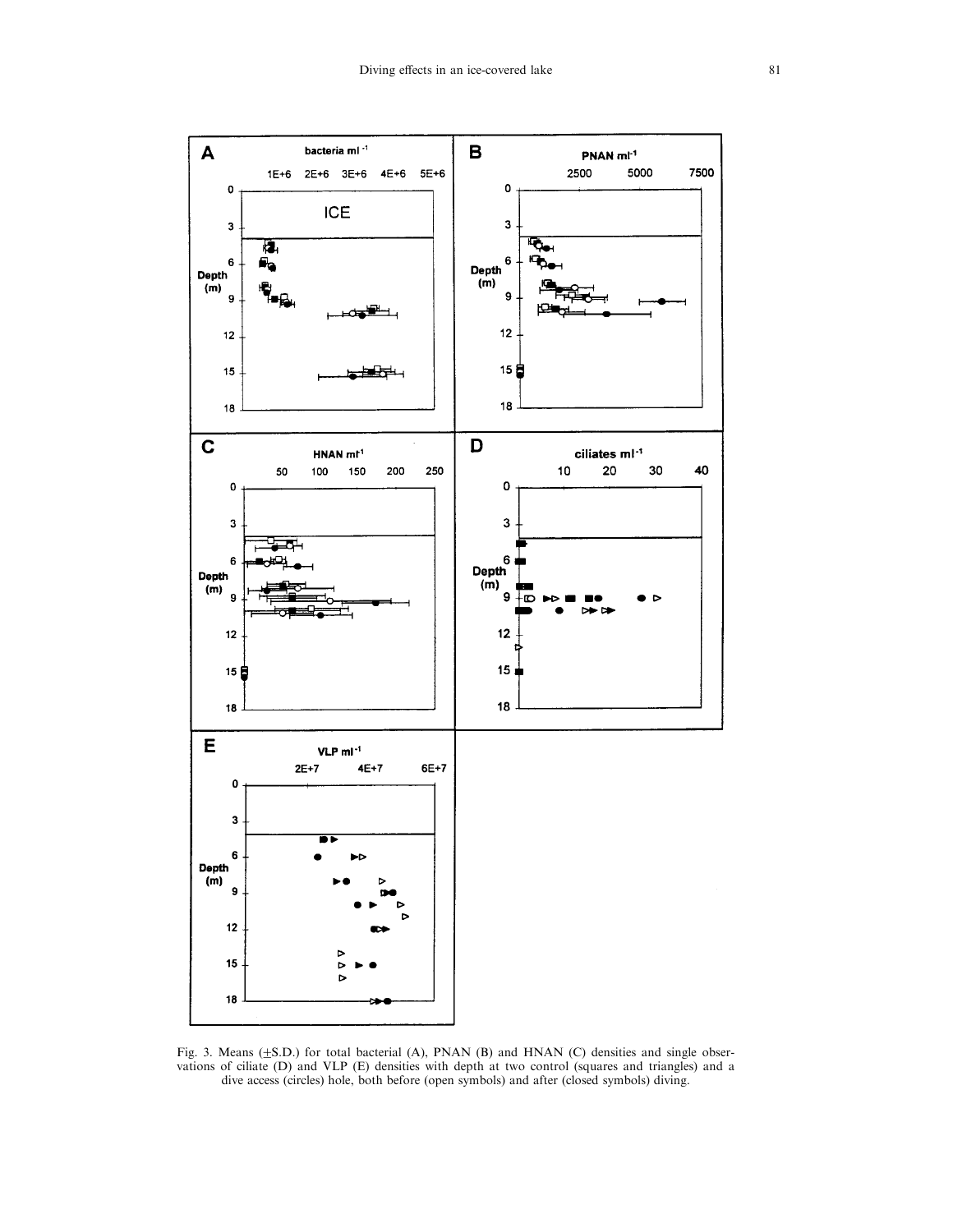Fig. 3. Means (±S.D.) for total bacterial (A), PNAN (B) and HNAN (C) densities and single observations of ciliate (D) and VLP (E) densities with depth at two control (squares and triangles) and a dive access (circles) hole, both before (open symbols) and after (closed symbols) diving.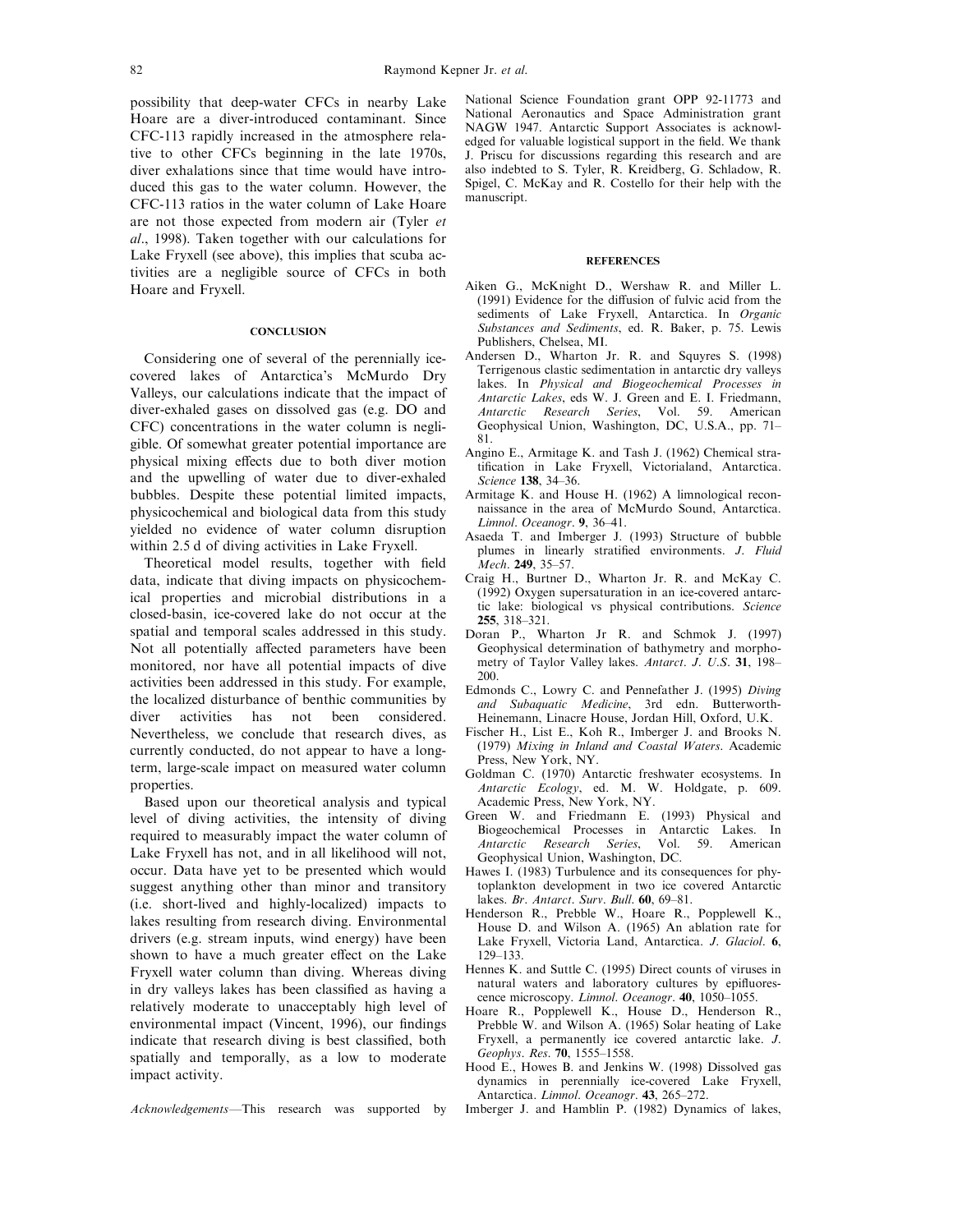possibility that deep-water CFCs in nearby Lake Hoare are a diver-introduced contaminant. Since CFC-113 rapidly increased in the atmosphere relative to other CFCs beginning in the late 1970s, diver exhalations since that time would have introduced this gas to the water column. However, the CFC-113 ratios in the water column of Lake Hoare are not those expected from modern air (Tyler *et al*., 1998). Taken together with our calculations for Lake Fryxell (see above), this implies that scuba activities are a negligible source of CFCs in both Hoare and Fryxell.

## CONCLUSION

Considering one of several of the perennially ice-covered lakes of Antarctica's McMurdo Dry Valleys, our calculations indicate that the impact of diver-exhaled gases on dissolved gas (e.g. DO and CFC) concentrations in the water column is negligible. Of somewhat greater potential importance are physical mixing effects due to both diver motion and the upwelling of water due to diver-exhaled bubbles. Despite these potential limited impacts, physicochemical and biological data from this study yielded no evidence of water column disruption within 2.5 d of diving activities in Lake Fryxell.

Theoretical model results, together with field data, indicate that diving impacts on physicochemical properties and microbial distributions in a closed-basin, ice-covered lake do not occur at the spatial and temporal scales addressed in this study. Not all potentially affected parameters have been monitored, nor have all potential impacts of dive activities been addressed in this study. For example, the localized disturbance of benthic communities by diver activities has not been considered. Nevertheless, we conclude that research dives, as currently conducted, do not appear to have a long-term, large-scale impact on measured water column properties.

Based upon our theoretical analysis and typical level of diving activities, the intensity of diving required to measurably impact the water column of Lake Fryxell has not, and in all likelihood will not, occur. Data have yet to be presented which would suggest anything other than minor and transitory (i.e. short-lived and highly-localized) impacts to lakes resulting from research diving. Environmental drivers (e.g. stream inputs, wind energy) have been shown to have a much greater effect on the Lake Fryxell water column than diving. Whereas diving in dry valleys lakes has been classified as having a relatively moderate to unacceptably high level of environmental impact (Vincent, 1996), our findings indicate that research diving is best classified, both spatially and temporally, as a low to moderate impact activity.

*Acknowledgements*—This research was supported by National Science Foundation grant OPP 92-11773 and National Aeronautics and Space Administration grant NAGW 1947. Antarctic Support Associates is acknowledged for valuable logistical support in the field. We thank J. Priscu for discussions regarding this research and are also indebted to S. Tyler, R. Kreidberg, G. Schladow, R. Spigel, C. McKay and R. Costello for their help with the manuscript.

## REFERENCES

Aiken G., McKnight D., Wershaw R. and Miller L. (1991) Evidence for the diffusion of fulvic acid from the sediments of Lake Fryxell, Antarctica. In *Organic Substances and Sediments*, ed. R. Baker, p. 75. Lewis Publishers, Chelsea, MI.

Andersen D., Wharton Jr. R. and Squyres S. (1998) Terrigenous clastic sedimentation in antarctic dry valleys lakes. In *Physical and Biogeochemical Processes in Antarctic Lakes*, eds W. J. Green and E. I. Friedmann, *Antarctic Research Series*, Vol. 59. American Geophysical Union, Washington, DC, U.S.A., pp. 71–81.

Angino E., Armitage K. and Tash J. (1962) Chemical stratification in Lake Fryxell, Victorialand, Antarctica. *Science* **138**, 34–36.

Armitage K. and House H. (1962) A limnological reconnaissance in the area of McMurdo Sound, Antarctica. *Limnol. Oceanogr.* **9**, 36–41.

Asaeda T. and Imberger J. (1993) Structure of bubble plumes in linearly stratified environments. *J. Fluid Mech.* **249**, 35–57.

Craig H., Burtner D., Wharton Jr. R. and McKay C. (1992) Oxygen supersaturation in an ice-covered antarctic lake: biological vs physical contributions. *Science* **255**, 318–321.

Doran P., Wharton Jr R. and Schmok J. (1997) Geophysical determination of bathymetry and morphometry of Taylor Valley lakes. *Antarct. J. U.S.* **31**, 198–200.

Edmonds C., Lowry C. and Pennefather J. (1995) *Diving and Subaquatic Medicine*, 3rd edn. Butterworth-Heinemann, Linacre House, Jordan Hill, Oxford, U.K.

Fischer H., List E., Koh R., Imberger J. and Brooks N. (1979) *Mixing in Inland and Coastal Waters*. Academic Press, New York, NY.

Goldman C. (1970) Antarctic freshwater ecosystems. In *Antarctic Ecology*, ed. M. W. Holdgate, p. 609. Academic Press, New York, NY.

Green W. and Friedmann E. (1993) Physical and Biogeochemical Processes in Antarctic Lakes. In *Antarctic Research Series*, Vol. 59. American Geophysical Union, Washington, DC.

Hawes I. (1983) Turbulence and its consequences for phytoplankton development in two ice covered Antarctic lakes. *Br. Antarct. Surv. Bull.* **60**, 69–81.

Henderson R., Prebble W., Hoare R., Popplewell K., House D. and Wilson A. (1965) An ablation rate for Lake Fryxell, Victoria Land, Antarctica. *J. Glaciol.* **6**, 129–133.

Hennes K. and Suttle C. (1995) Direct counts of viruses in natural waters and laboratory cultures by epifluorescence microscopy. *Limnol. Oceanogr.* **40**, 1050–1055.

Hoare R., Popplewell K., House D., Henderson R., Prebble W. and Wilson A. (1965) Solar heating of Lake Fryxell, a permanently ice covered antarctic lake. *J. Geophys. Res.* **70**, 1555–1558.

Hood E., Howes B. and Jenkins W. (1998) Dissolved gas dynamics in perennially ice-covered Lake Fryxell, Antarctica. *Limnol. Oceanogr.* **43**, 265–272.

Imberger J. and Hamblin P. (1982) Dynamics of lakes,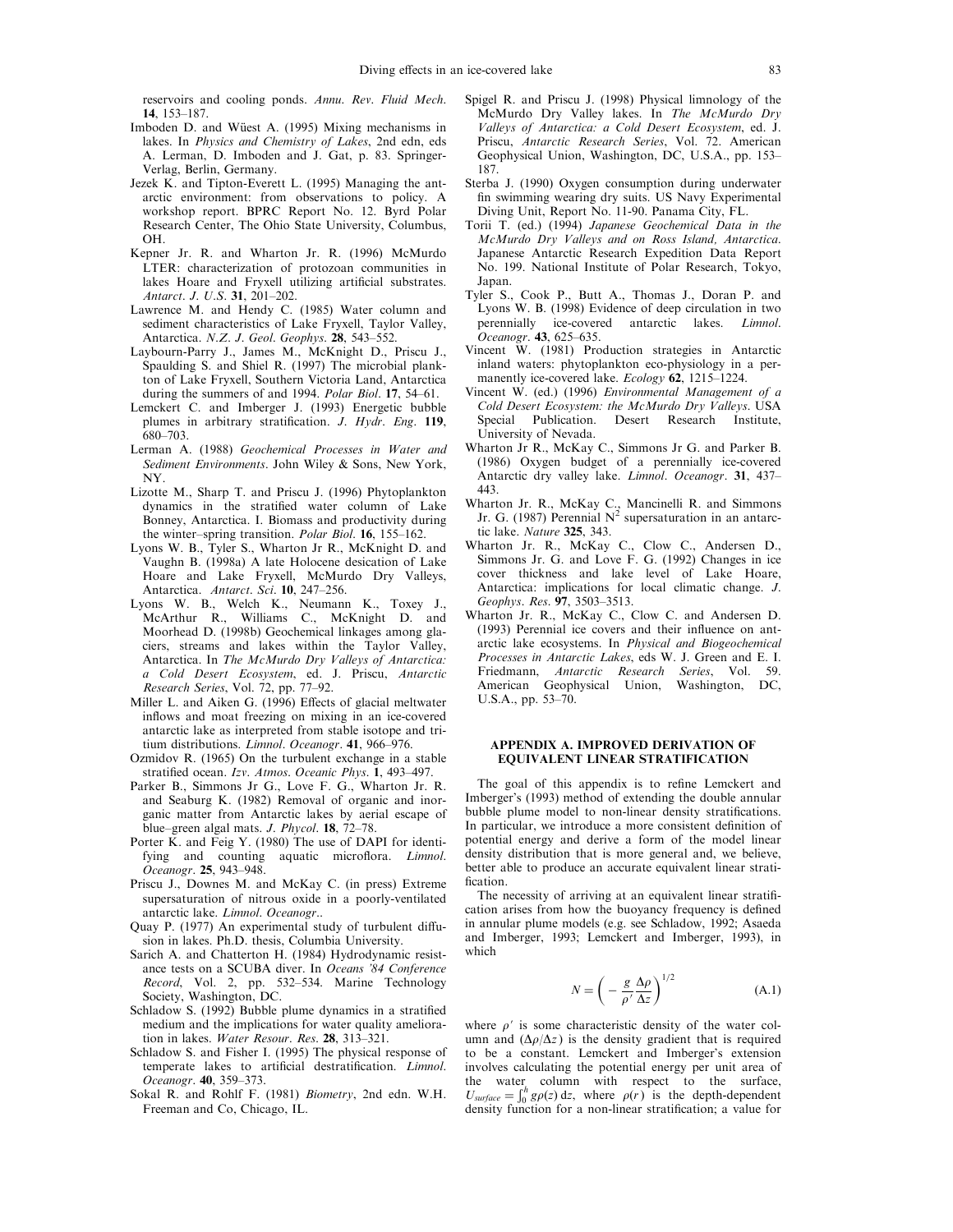reservoirs and cooling ponds. *Annu. Rev. Fluid Mech.* **14**, 153–187.

Imboden D. and Wüest A. (1995) Mixing mechanisms in lakes. In *Physics and Chemistry of Lakes*, 2nd edn, eds A. Lerman, D. Imboden and J. Gat, p. 83. Springer-Verlag, Berlin, Germany.

Jezek K. and Tipton-Everett L. (1995) Managing the antarctic environment: from observations to policy. A workshop report. BPRC Report No. 12. Byrd Polar Research Center, The Ohio State University, Columbus, OH.

Kepner Jr. R. and Wharton Jr. R. (1996) McMurdo LTER: characterization of protozoan communities in lakes Hoare and Fryxell utilizing artificial substrates. *Antarct. J. U.S.* **31**, 201–202.

Lawrence M. and Hendy C. (1985) Water column and sediment characteristics of Lake Fryxell, Taylor Valley, Antarctica. *N.Z. J. Geol. Geophys.* **28**, 543–552.

Laybourn-Parry J., James M., McKnight D., Priscu J., Spaulding S. and Shiel R. (1997) The microbial plankton of Lake Fryxell, Southern Victoria Land, Antarctica during the summers of and 1994. *Polar Biol.* **17**, 54–61.

Lemckert C. and Imberger J. (1993) Energetic bubble plumes in arbitrary stratification. *J. Hydr. Eng.* **119**, 680–703.

Lerman A. (1988) *Geochemical Processes in Water and Sediment Environments*. John Wiley & Sons, New York, NY.

Lizotte M., Sharp T. and Priscu J. (1996) Phytoplankton dynamics in the stratified water column of Lake Bonney, Antarctica. I. Biomass and productivity during the winter–spring transition. *Polar Biol.* **16**, 155–162.

Lyons W. B., Tyler S., Wharton Jr R., McKnight D. and Vaughn B. (1998a) A late Holocene desication of Lake Hoare and Lake Fryxell, McMurdo Dry Valleys, Antarctica. *Antarct. Sci.* **10**, 247–256.

Lyons W. B., Welch K., Neumann K., Toxey J., McArthur R., Williams C., McKnight D. and Moorhead D. (1998b) Geochemical linkages among glaciers, streams and lakes within the Taylor Valley, Antarctica. In *The McMurdo Dry Valleys of Antarctica: a Cold Desert Ecosystem*, ed. J. Priscu, *Antarctic Research Series*, Vol. 72, pp. 77–92.

Miller L. and Aiken G. (1996) Effects of glacial meltwater inflows and moat freezing on mixing in an ice-covered antarctic lake as interpreted from stable isotope and tritium distributions. *Limnol. Oceanogr.* **41**, 966–976.

Ozmidov R. (1965) On the turbulent exchange in a stable stratified ocean. *Izv. Atmos. Oceanic Phys.* **1**, 493–497.

Parker B., Simmons Jr G., Love F. G., Wharton Jr. R. and Seaburg K. (1982) Removal of organic and inorganic matter from Antarctic lakes by aerial escape of blue–green algal mats. *J. Phycol.* **18**, 72–78.

Porter K. and Feig Y. (1980) The use of DAPI for identifying and counting aquatic microflora. *Limnol. Oceanogr.* **25**, 943–948.

Priscu J., Downes M. and McKay C. (in press) Extreme supersaturation of nitrous oxide in a poorly-ventilated antarctic lake. *Limnol. Oceanogr.*.

Quay P. (1977) An experimental study of turbulent diffusion in lakes. Ph.D. thesis, Columbia University.

Sarich A. and Chatterton H. (1984) Hydrodynamic resistance tests on a SCUBA diver. In *Oceans '84 Conference Record*, Vol. 2, pp. 532–534. Marine Technology Society, Washington, DC.

Schladow S. (1992) Bubble plume dynamics in a stratified medium and the implications for water quality amelioration in lakes. *Water Resour. Res.* **28**, 313–321.

Schladow S. and Fisher I. (1995) The physical response of temperate lakes to artificial destratification. *Limnol. Oceanogr.* **40**, 359–373.

Sokal R. and Rohlf F. (1981) *Biometry*, 2nd edn. W.H. Freeman and Co, Chicago, IL.

Spigel R. and Priscu J. (1998) Physical limnology of the McMurdo Dry Valley lakes. In *The McMurdo Dry Valleys of Antarctica: a Cold Desert Ecosystem*, ed. J. Priscu, *Antarctic Research Series*, Vol. 72. American Geophysical Union, Washington, DC, U.S.A., pp. 153–187.

Sterba J. (1990) Oxygen consumption during underwater fin swimming wearing dry suits. US Navy Experimental Diving Unit, Report No. 11-90. Panama City, FL.

Torii T. (ed.) (1994) *Japanese Geochemical Data in the McMurdo Dry Valleys and on Ross Island, Antarctica*. Japanese Antarctic Research Expedition Data Report No. 199. National Institute of Polar Research, Tokyo, Japan.

Tyler S., Cook P., Butt A., Thomas J., Doran P. and Lyons W. B. (1998) Evidence of deep circulation in two perennially ice-covered antarctic lakes. *Limnol. Oceanogr.* **43**, 625–635.

Vincent W. (1981) Production strategies in Antarctic inland waters: phytoplankton eco-physiology in a permanently ice-covered lake. *Ecology* **62**, 1215–1224.

Vincent W. (ed.) (1996) *Environmental Management of a Cold Desert Ecosystem: the McMurdo Dry Valleys*. USA Special Publication. Desert Research Institute, University of Nevada.

Wharton Jr R., McKay C., Simmons Jr G. and Parker B. (1986) Oxygen budget of a perennially ice-covered Antarctic dry valley lake. *Limnol. Oceanogr.* **31**, 437–443.

Wharton Jr. R., McKay C., Mancinelli R. and Simmons Jr. G. (1987) Perennial $N^2$ supersaturation in an antarctic lake. *Nature* **325**, 343.

Wharton Jr. R., McKay C., Clow C., Andersen D., Simmons Jr. G. and Love F. G. (1992) Changes in ice cover thickness and lake level of Lake Hoare, Antarctica: implications for local climatic change. *J. Geophys. Res.* **97**, 3503–3513.

Wharton Jr. R., McKay C., Clow C. and Andersen D. (1993) Perennial ice covers and their influence on antarctic lake ecosystems. In *Physical and Biogeochemical Processes in Antarctic Lakes*, eds W. J. Green and E. I. Friedmann, *Antarctic Research Series*, Vol. 59. American Geophysical Union, Washington, DC, U.S.A., pp. 53–70.

## APPENDIX A. IMPROVED DERIVATION OF EQUIVALENT LINEAR STRATIFICATION

The goal of this appendix is to refine Lemckert and Imberger's (1993) method of extending the double annular bubble plume model to non-linear density stratifications. In particular, we introduce a more consistent definition of potential energy and derive a form of the model linear density distribution that is more general and, we believe, better able to produce an accurate equivalent linear stratification.

The necessity of arriving at an equivalent linear stratification arises from how the buoyancy frequency is defined in annular plume models (e.g. see Schladow, 1992; Asaeda and Imberger, 1993; Lemckert and Imberger, 1993), in which

$$N = \left( -\frac{g}{\rho'} \frac{\Delta\rho}{\Delta z} \right)^{1/2} \tag{A.1}$$

where $\rho'$ is some characteristic density of the water column and $(\Delta\rho/\Delta z)$ is the density gradient that is required to be a constant. Lemckert and Imberger's extension involves calculating the potential energy per unit area of the water column with respect to the surface, $U_{surface} = \int_0^h g\rho(z)\,dz$, where $\rho(r)$ is the depth-dependent density function for a non-linear stratification; a value for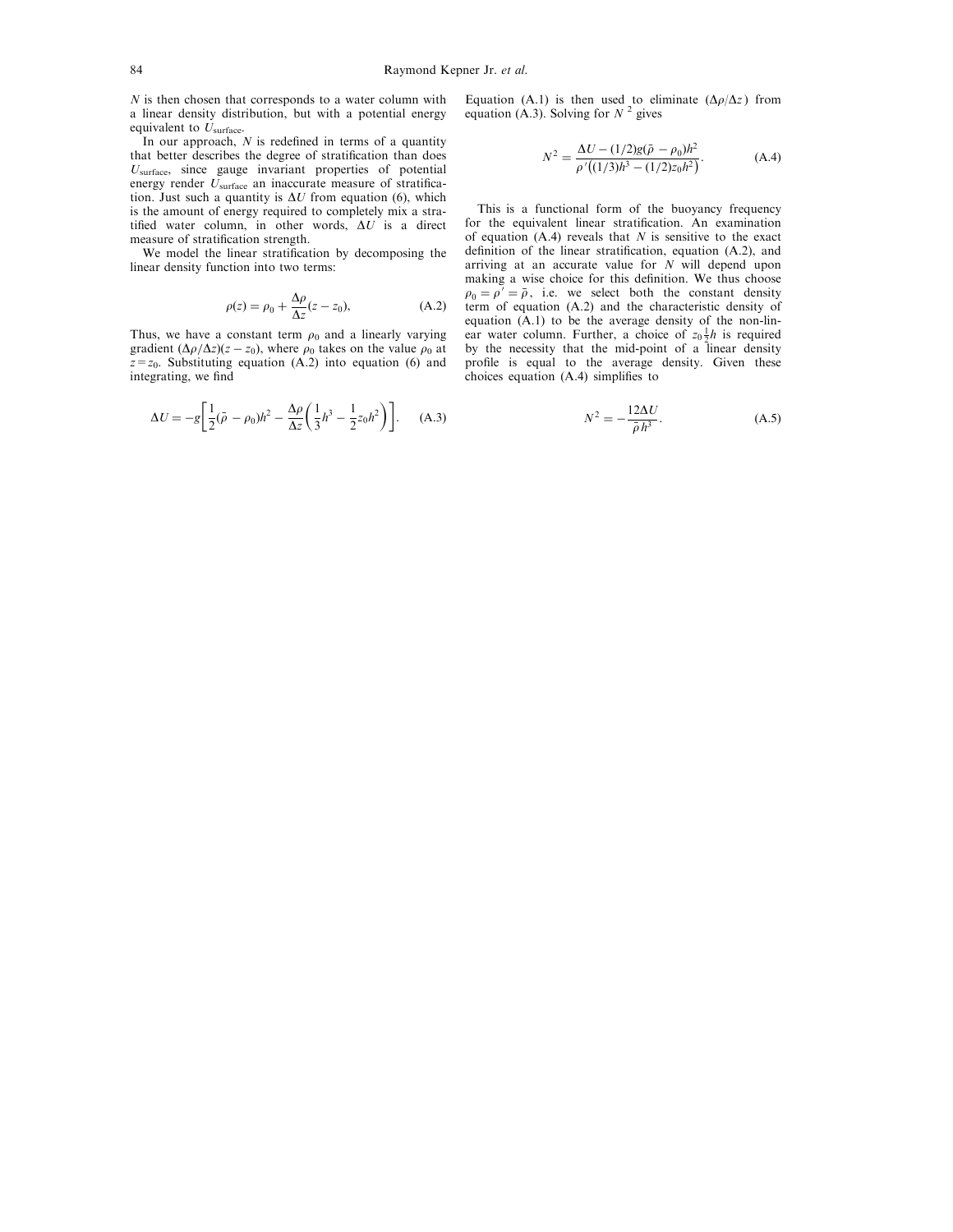$N$ is then chosen that corresponds to a water column with a linear density distribution, but with a potential energy equivalent to $U_{\text{surface}}$.

In our approach, $N$ is redefined in terms of a quantity that better describes the degree of stratification than does $U_{\text{surface}}$, since gauge invariant properties of potential energy render $U_{\text{surface}}$ an inaccurate measure of stratification. Just such a quantity is $\Delta U$ from equation (6), which is the amount of energy required to completely mix a stratified water column, in other words, $\Delta U$ is a direct measure of stratification strength.

We model the linear stratification by decomposing the linear density function into two terms:

$$\rho(z) = \rho_0 + \frac{\Delta\rho}{\Delta z}(z - z_0), \tag{A.2}$$

Thus, we have a constant term $\rho_0$ and a linearly varying gradient $(\Delta\rho/\Delta z)(z - z_0)$, where $\rho_0$ takes on the value $\rho_0$ at $z = z_0$. Substituting equation (A.2) into equation (6) and integrating, we find

$$\Delta U = -g\left[\frac{1}{2}(\bar{\rho} - \rho_0)h^2 - \frac{\Delta\rho}{\Delta z}\left(\frac{1}{3}h^3 - \frac{1}{2}z_0 h^2\right)\right]. \tag{A.3}$$

Equation (A.1) is then used to eliminate $(\Delta\rho/\Delta z)$ from equation (A.3). Solving for $N^2$ gives

$$N^2 = \frac{\Delta U - (1/2)g(\bar{\rho} - \rho_0)h^2}{\rho'\left((1/3)h^3 - (1/2)z_0 h^2\right)}. \tag{A.4}$$

This is a functional form of the buoyancy frequency for the equivalent linear stratification. An examination of equation (A.4) reveals that $N$ is sensitive to the exact definition of the linear stratification, equation (A.2), and arriving at an accurate value for $N$ will depend upon making a wise choice for this definition. We thus choose $\rho_0 = \rho' = \bar{\rho}$, i.e. we select both the constant density term of equation (A.2) and the characteristic density of equation (A.1) to be the average density of the non-linear water column. Further, a choice of $z_0 \frac{1}{2} h$ is required by the necessity that the mid-point of a linear density profile is equal to the average density. Given these choices equation (A.4) simplifies to

$$N^2 = -\frac{12\Delta U}{\bar{\rho}\, h^3}. \tag{A.5}$$